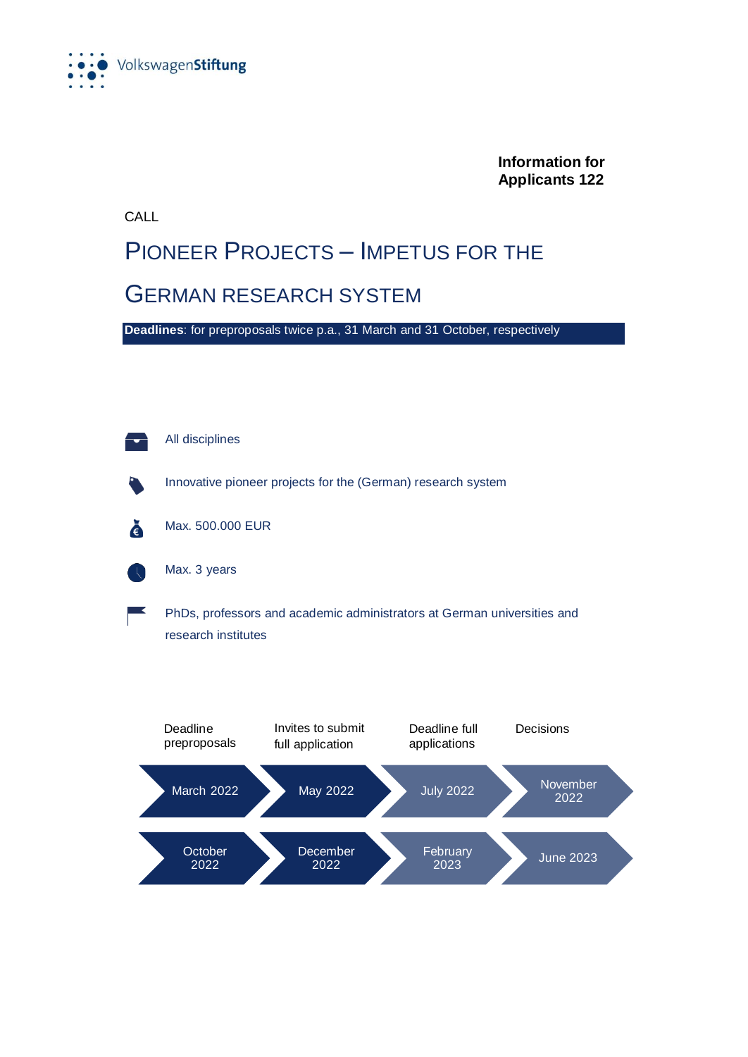VolkswagenStiftung

**Information for Applicants 122**

CALL

# Pioneer Projects – Impetus for the German Research System

**Deadlines**: for preproposals twice p.a., 31 March and 31 October, respectively

- All disciplines
- Innovative pioneer projects for the (German) research system
- Max. 500.000 EUR
- Max. 3 years
- PhDs, professors and academic administrators at German universities and research institutes

| Deadline preproposals | Invites to submit full application | Deadline full applications | Decisions |
|---|---|---|---|
| March 2022 | May 2022 | July 2022 | November 2022 |
| October 2022 | December 2022 | February 2023 | June 2023 |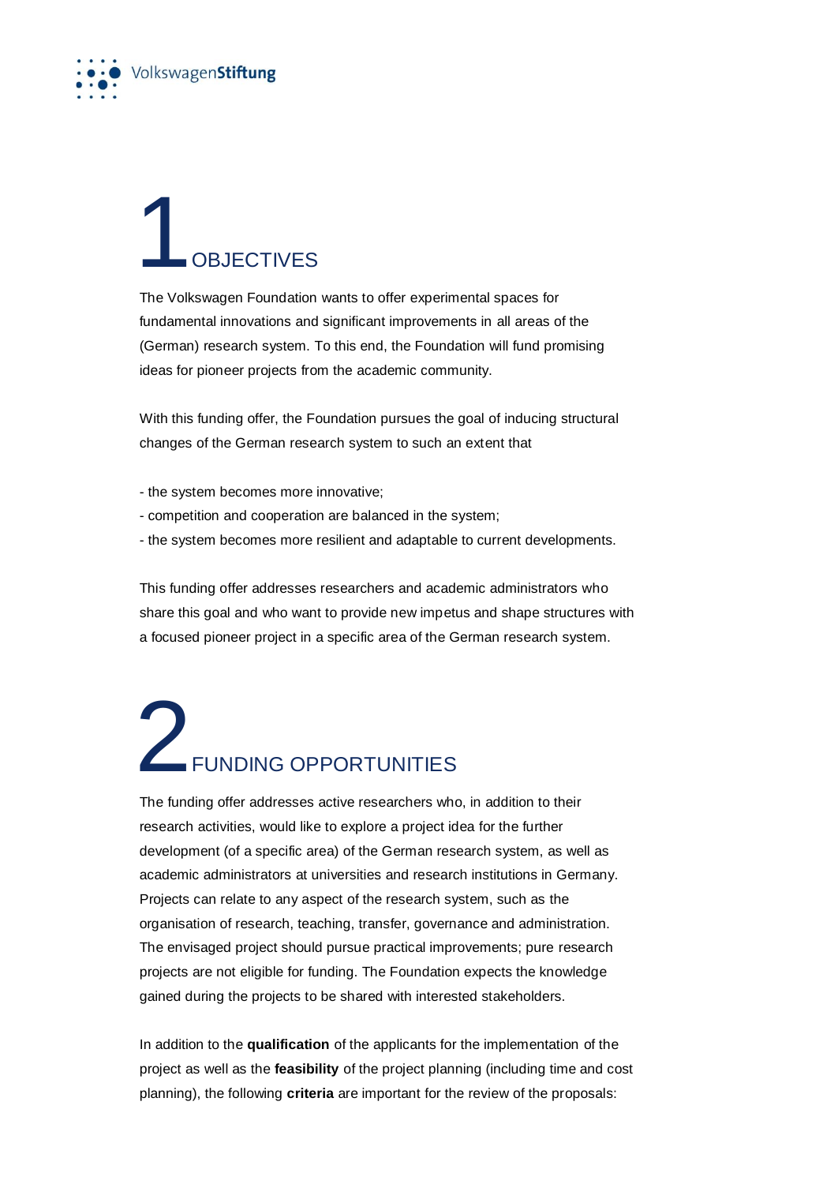# 1 OBJECTIVES

The Volkswagen Foundation wants to offer experimental spaces for fundamental innovations and significant improvements in all areas of the (German) research system. To this end, the Foundation will fund promising ideas for pioneer projects from the academic community.

With this funding offer, the Foundation pursues the goal of inducing structural changes of the German research system to such an extent that

- the system becomes more innovative;
- competition and cooperation are balanced in the system;
- the system becomes more resilient and adaptable to current developments.

This funding offer addresses researchers and academic administrators who share this goal and who want to provide new impetus and shape structures with a focused pioneer project in a specific area of the German research system.

# 2 FUNDING OPPORTUNITIES

The funding offer addresses active researchers who, in addition to their research activities, would like to explore a project idea for the further development (of a specific area) of the German research system, as well as academic administrators at universities and research institutions in Germany. Projects can relate to any aspect of the research system, such as the organisation of research, teaching, transfer, governance and administration. The envisaged project should pursue practical improvements; pure research projects are not eligible for funding. The Foundation expects the knowledge gained during the projects to be shared with interested stakeholders.

In addition to the **qualification** of the applicants for the implementation of the project as well as the **feasibility** of the project planning (including time and cost planning), the following **criteria** are important for the review of the proposals: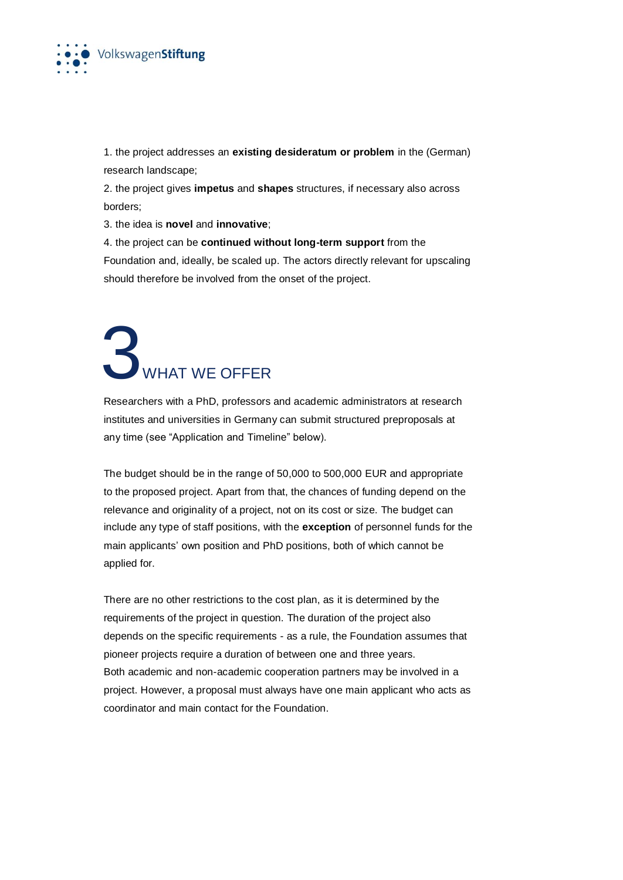1. the project addresses an **existing desideratum or problem** in the (German) research landscape;
2. the project gives **impetus** and **shapes** structures, if necessary also across borders;
3. the idea is **novel** and **innovative**;
4. the project can be **continued without long-term support** from the Foundation and, ideally, be scaled up. The actors directly relevant for upscaling should therefore be involved from the onset of the project.

# 3 WHAT WE OFFER

Researchers with a PhD, professors and academic administrators at research institutes and universities in Germany can submit structured preproposals at any time (see "Application and Timeline" below).

The budget should be in the range of 50,000 to 500,000 EUR and appropriate to the proposed project. Apart from that, the chances of funding depend on the relevance and originality of a project, not on its cost or size. The budget can include any type of staff positions, with the **exception** of personnel funds for the main applicants' own position and PhD positions, both of which cannot be applied for.

There are no other restrictions to the cost plan, as it is determined by the requirements of the project in question. The duration of the project also depends on the specific requirements - as a rule, the Foundation assumes that pioneer projects require a duration of between one and three years.
Both academic and non-academic cooperation partners may be involved in a project. However, a proposal must always have one main applicant who acts as coordinator and main contact for the Foundation.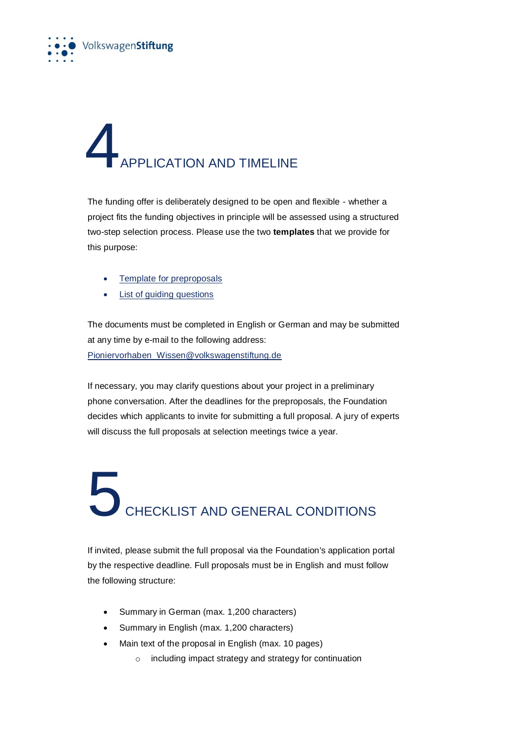# 4 APPLICATION AND TIMELINE

The funding offer is deliberately designed to be open and flexible - whether a project fits the funding objectives in principle will be assessed using a structured two-step selection process. Please use the two **templates** that we provide for this purpose:

- Template for preproposals
- List of guiding questions

The documents must be completed in English or German and may be submitted at any time by e-mail to the following address: Pioniervorhaben_Wissen@volkswagenstiftung.de

If necessary, you may clarify questions about your project in a preliminary phone conversation. After the deadlines for the preproposals, the Foundation decides which applicants to invite for submitting a full proposal. A jury of experts will discuss the full proposals at selection meetings twice a year.

# 5 CHECKLIST AND GENERAL CONDITIONS

If invited, please submit the full proposal via the Foundation's application portal by the respective deadline. Full proposals must be in English and must follow the following structure:

- Summary in German (max. 1,200 characters)
- Summary in English (max. 1,200 characters)
- Main text of the proposal in English (max. 10 pages)
  - including impact strategy and strategy for continuation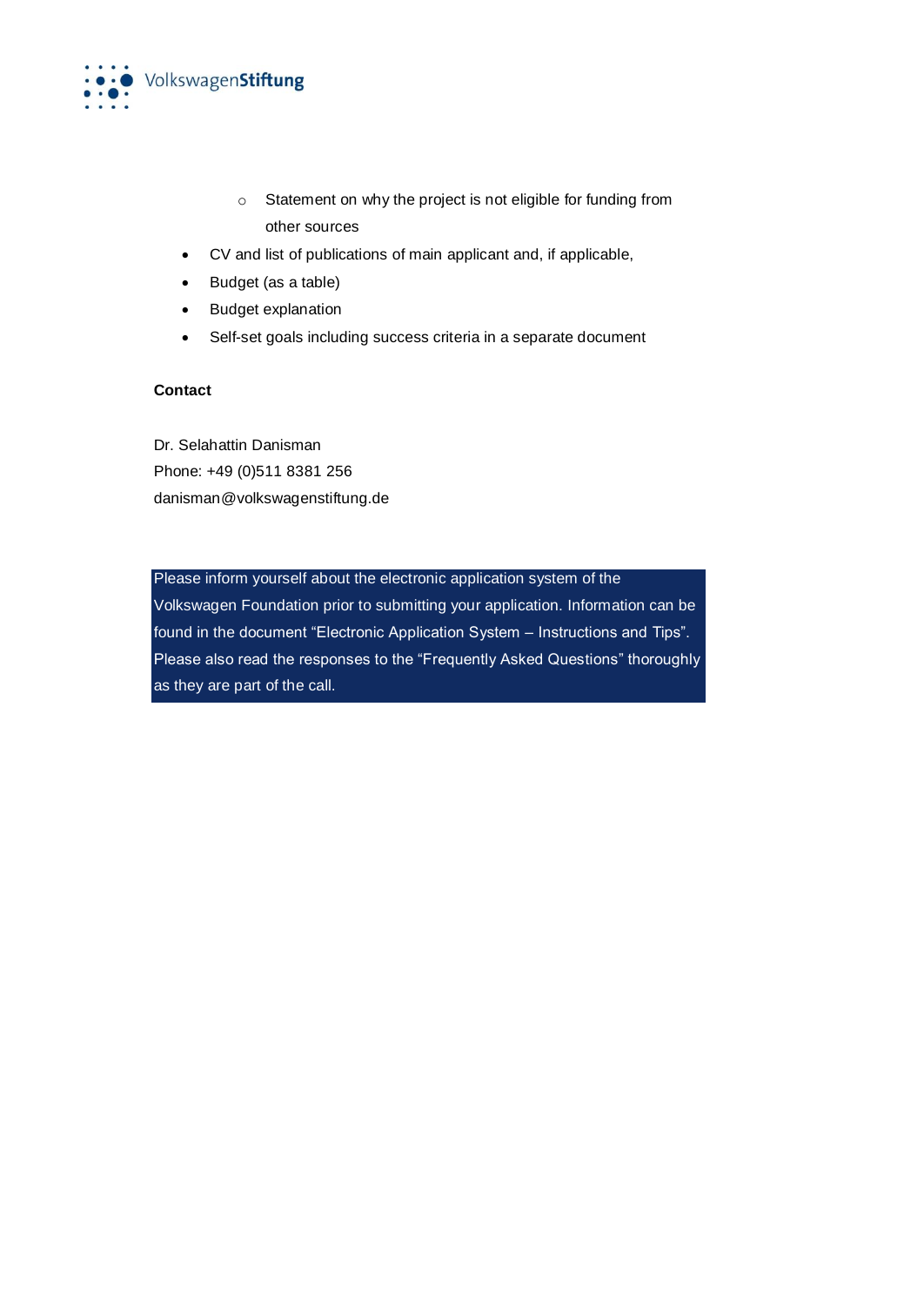- Statement on why the project is not eligible for funding from other sources
- CV and list of publications of main applicant and, if applicable,
- Budget (as a table)
- Budget explanation
- Self-set goals including success criteria in a separate document

**Contact**

Dr. Selahattin Danisman
Phone: +49 (0)511 8381 256
danisman@volkswagenstiftung.de

Please inform yourself about the electronic application system of the Volkswagen Foundation prior to submitting your application. Information can be found in the document "Electronic Application System – Instructions and Tips". Please also read the responses to the "Frequently Asked Questions" thoroughly as they are part of the call.